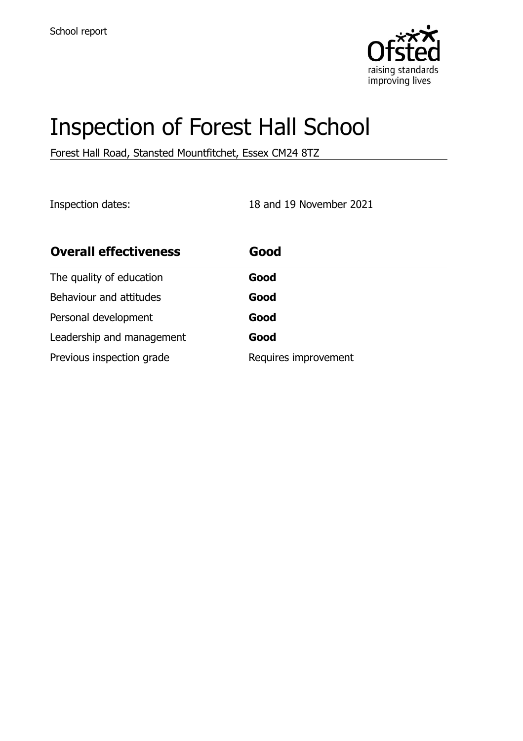School report

# Inspection of Forest Hall School

Forest Hall Road, Stansted Mountfitchet, Essex CM24 8TZ

Inspection dates: 18 and 19 November 2021

| **Overall effectiveness** | **Good** |
| --- | --- |
| The quality of education | **Good** |
| Behaviour and attitudes | **Good** |
| Personal development | **Good** |
| Leadership and management | **Good** |
| Previous inspection grade | Requires improvement |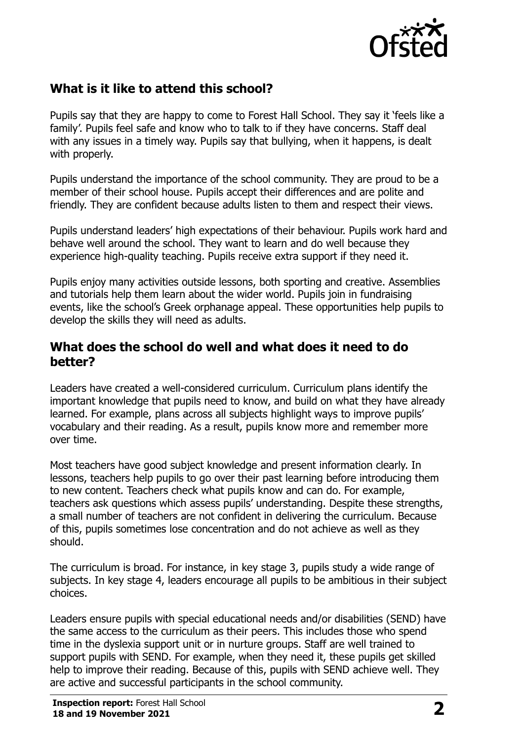## What is it like to attend this school?

Pupils say that they are happy to come to Forest Hall School. They say it 'feels like a family'. Pupils feel safe and know who to talk to if they have concerns. Staff deal with any issues in a timely way. Pupils say that bullying, when it happens, is dealt with properly.

Pupils understand the importance of the school community. They are proud to be a member of their school house. Pupils accept their differences and are polite and friendly. They are confident because adults listen to them and respect their views.

Pupils understand leaders' high expectations of their behaviour. Pupils work hard and behave well around the school. They want to learn and do well because they experience high-quality teaching. Pupils receive extra support if they need it.

Pupils enjoy many activities outside lessons, both sporting and creative. Assemblies and tutorials help them learn about the wider world. Pupils join in fundraising events, like the school's Greek orphanage appeal. These opportunities help pupils to develop the skills they will need as adults.

## What does the school do well and what does it need to do better?

Leaders have created a well-considered curriculum. Curriculum plans identify the important knowledge that pupils need to know, and build on what they have already learned. For example, plans across all subjects highlight ways to improve pupils' vocabulary and their reading. As a result, pupils know more and remember more over time.

Most teachers have good subject knowledge and present information clearly. In lessons, teachers help pupils to go over their past learning before introducing them to new content. Teachers check what pupils know and can do. For example, teachers ask questions which assess pupils' understanding. Despite these strengths, a small number of teachers are not confident in delivering the curriculum. Because of this, pupils sometimes lose concentration and do not achieve as well as they should.

The curriculum is broad. For instance, in key stage 3, pupils study a wide range of subjects. In key stage 4, leaders encourage all pupils to be ambitious in their subject choices.

Leaders ensure pupils with special educational needs and/or disabilities (SEND) have the same access to the curriculum as their peers. This includes those who spend time in the dyslexia support unit or in nurture groups. Staff are well trained to support pupils with SEND. For example, when they need it, these pupils get skilled help to improve their reading. Because of this, pupils with SEND achieve well. They are active and successful participants in the school community.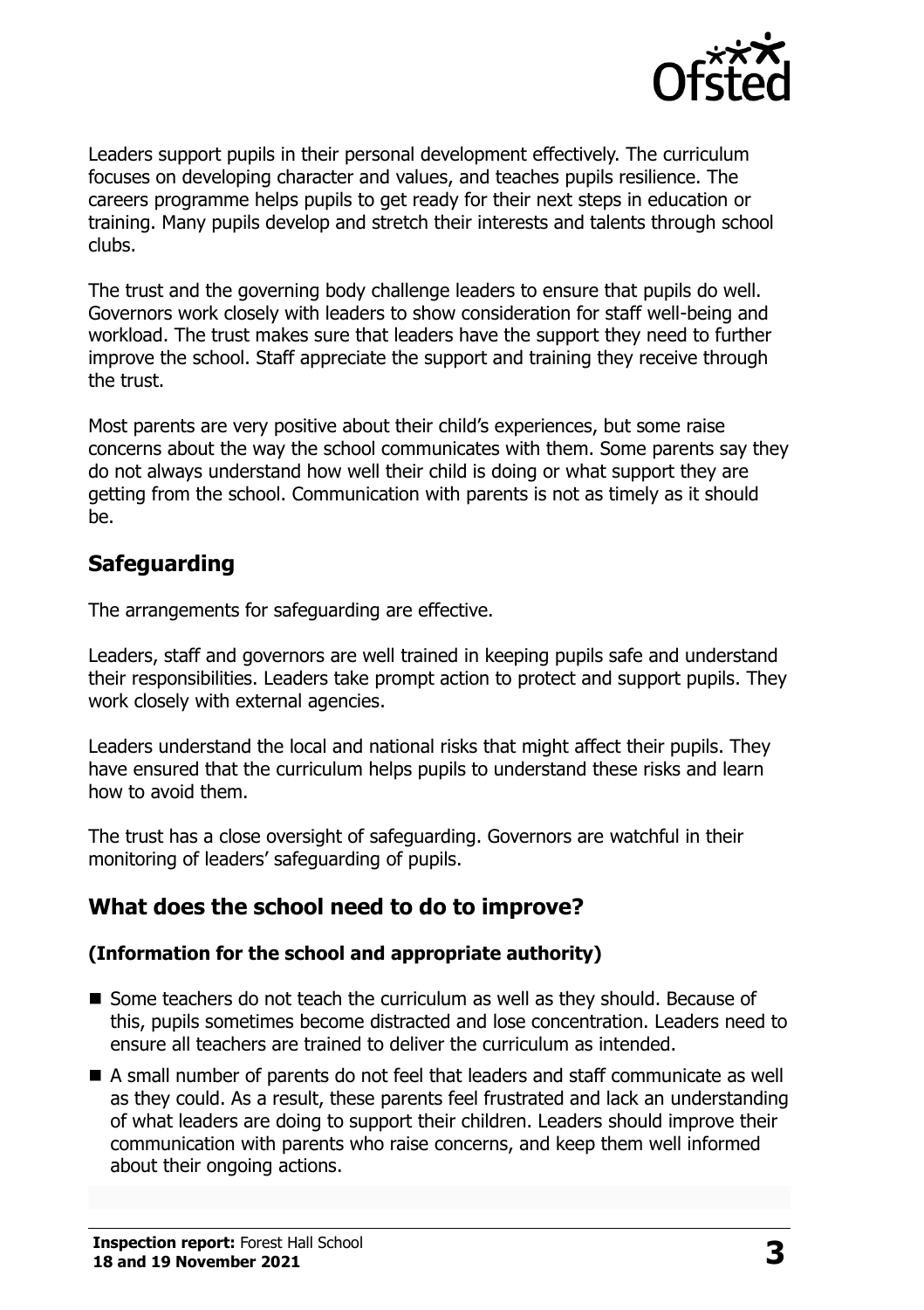Leaders support pupils in their personal development effectively. The curriculum focuses on developing character and values, and teaches pupils resilience. The careers programme helps pupils to get ready for their next steps in education or training. Many pupils develop and stretch their interests and talents through school clubs.

The trust and the governing body challenge leaders to ensure that pupils do well. Governors work closely with leaders to show consideration for staff well-being and workload. The trust makes sure that leaders have the support they need to further improve the school. Staff appreciate the support and training they receive through the trust.

Most parents are very positive about their child's experiences, but some raise concerns about the way the school communicates with them. Some parents say they do not always understand how well their child is doing or what support they are getting from the school. Communication with parents is not as timely as it should be.

## Safeguarding

The arrangements for safeguarding are effective.

Leaders, staff and governors are well trained in keeping pupils safe and understand their responsibilities. Leaders take prompt action to protect and support pupils. They work closely with external agencies.

Leaders understand the local and national risks that might affect their pupils. They have ensured that the curriculum helps pupils to understand these risks and learn how to avoid them.

The trust has a close oversight of safeguarding. Governors are watchful in their monitoring of leaders' safeguarding of pupils.

## What does the school need to do to improve?

### (Information for the school and appropriate authority)

- Some teachers do not teach the curriculum as well as they should. Because of this, pupils sometimes become distracted and lose concentration. Leaders need to ensure all teachers are trained to deliver the curriculum as intended.
- A small number of parents do not feel that leaders and staff communicate as well as they could. As a result, these parents feel frustrated and lack an understanding of what leaders are doing to support their children. Leaders should improve their communication with parents who raise concerns, and keep them well informed about their ongoing actions.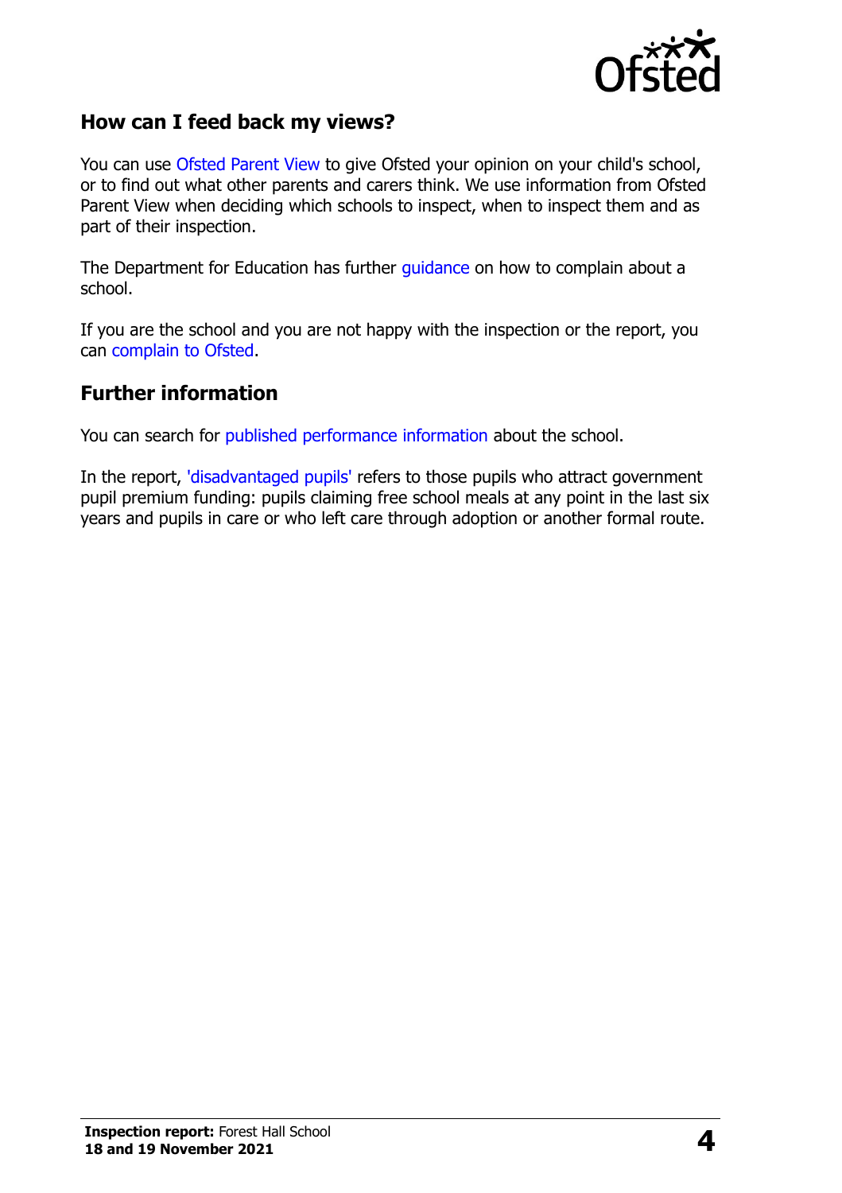## How can I feed back my views?

You can use Ofsted Parent View to give Ofsted your opinion on your child's school, or to find out what other parents and carers think. We use information from Ofsted Parent View when deciding which schools to inspect, when to inspect them and as part of their inspection.

The Department for Education has further guidance on how to complain about a school.

If you are the school and you are not happy with the inspection or the report, you can complain to Ofsted.

## Further information

You can search for published performance information about the school.

In the report, 'disadvantaged pupils' refers to those pupils who attract government pupil premium funding: pupils claiming free school meals at any point in the last six years and pupils in care or who left care through adoption or another formal route.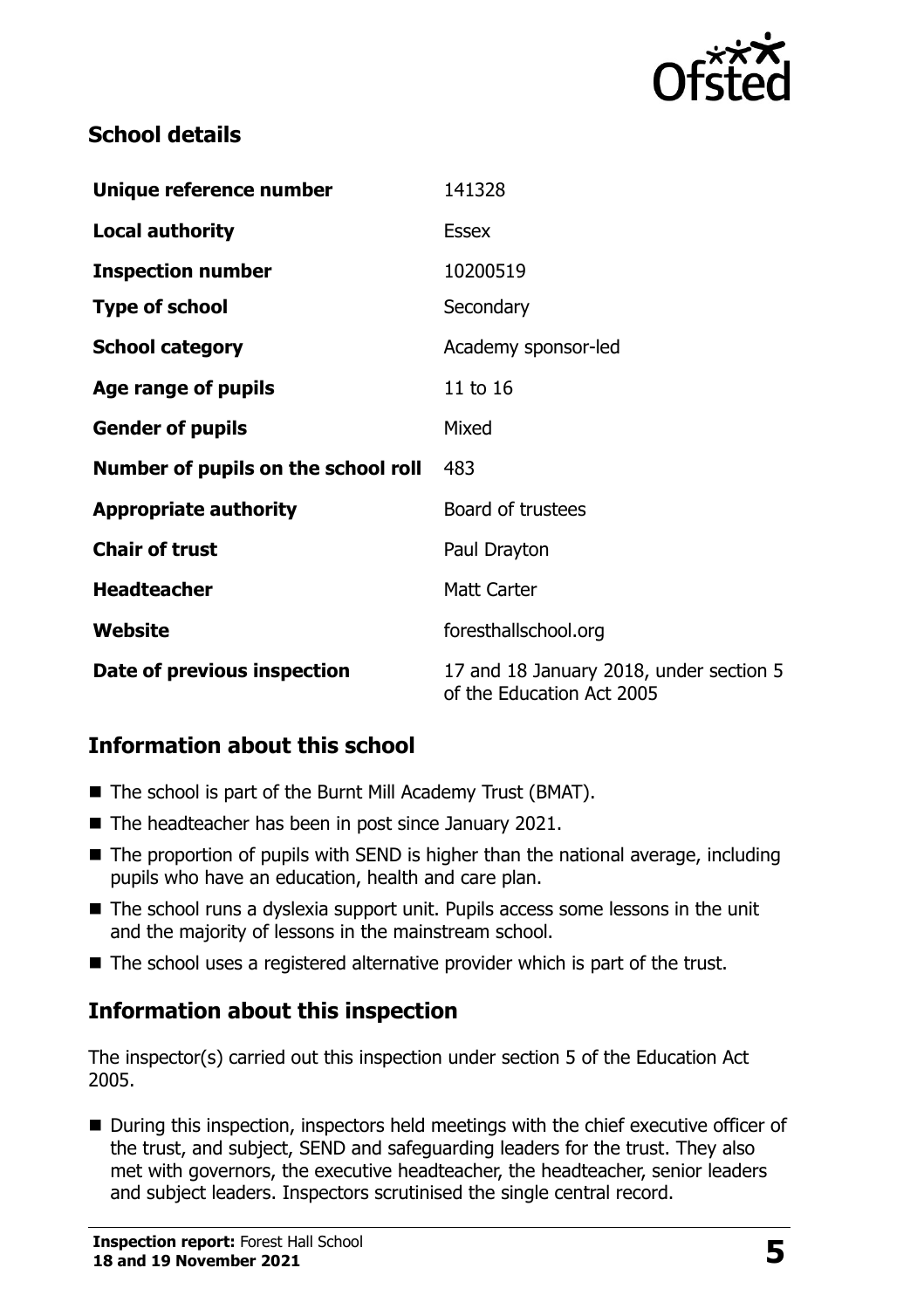## School details

| Unique reference number | 141328 |
|---|---|
| **Local authority** | Essex |
| **Inspection number** | 10200519 |
| **Type of school** | Secondary |
| **School category** | Academy sponsor-led |
| **Age range of pupils** | 11 to 16 |
| **Gender of pupils** | Mixed |
| **Number of pupils on the school roll** | 483 |
| **Appropriate authority** | Board of trustees |
| **Chair of trust** | Paul Drayton |
| **Headteacher** | Matt Carter |
| **Website** | foresthallschool.org |
| **Date of previous inspection** | 17 and 18 January 2018, under section 5 of the Education Act 2005 |

## Information about this school

- The school is part of the Burnt Mill Academy Trust (BMAT).
- The headteacher has been in post since January 2021.
- The proportion of pupils with SEND is higher than the national average, including pupils who have an education, health and care plan.
- The school runs a dyslexia support unit. Pupils access some lessons in the unit and the majority of lessons in the mainstream school.
- The school uses a registered alternative provider which is part of the trust.

## Information about this inspection

The inspector(s) carried out this inspection under section 5 of the Education Act 2005.

- During this inspection, inspectors held meetings with the chief executive officer of the trust, and subject, SEND and safeguarding leaders for the trust. They also met with governors, the executive headteacher, the headteacher, senior leaders and subject leaders. Inspectors scrutinised the single central record.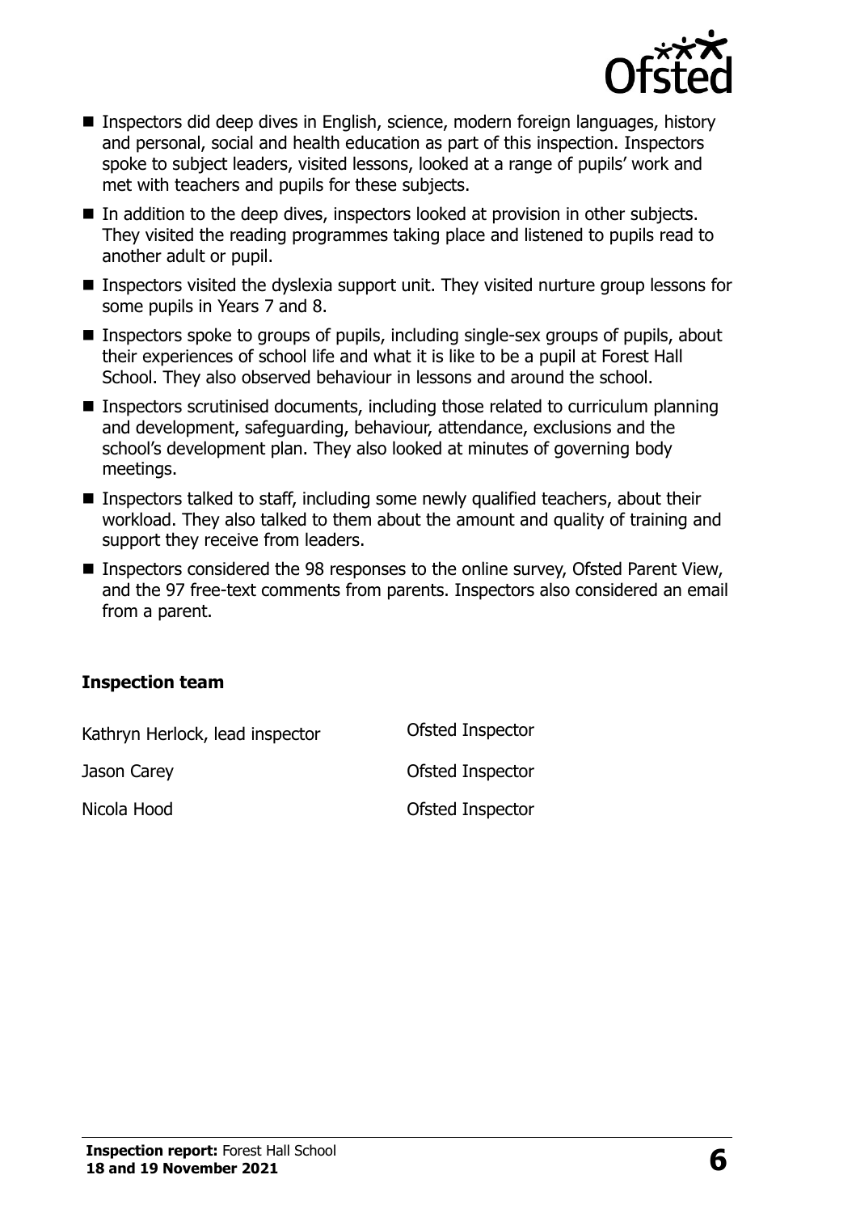- Inspectors did deep dives in English, science, modern foreign languages, history and personal, social and health education as part of this inspection. Inspectors spoke to subject leaders, visited lessons, looked at a range of pupils' work and met with teachers and pupils for these subjects.
- In addition to the deep dives, inspectors looked at provision in other subjects. They visited the reading programmes taking place and listened to pupils read to another adult or pupil.
- Inspectors visited the dyslexia support unit. They visited nurture group lessons for some pupils in Years 7 and 8.
- Inspectors spoke to groups of pupils, including single-sex groups of pupils, about their experiences of school life and what it is like to be a pupil at Forest Hall School. They also observed behaviour in lessons and around the school.
- Inspectors scrutinised documents, including those related to curriculum planning and development, safeguarding, behaviour, attendance, exclusions and the school's development plan. They also looked at minutes of governing body meetings.
- Inspectors talked to staff, including some newly qualified teachers, about their workload. They also talked to them about the amount and quality of training and support they receive from leaders.
- Inspectors considered the 98 responses to the online survey, Ofsted Parent View, and the 97 free-text comments from parents. Inspectors also considered an email from a parent.

### Inspection team

| | |
|---|---|
| Kathryn Herlock, lead inspector | Ofsted Inspector |
| Jason Carey | Ofsted Inspector |
| Nicola Hood | Ofsted Inspector |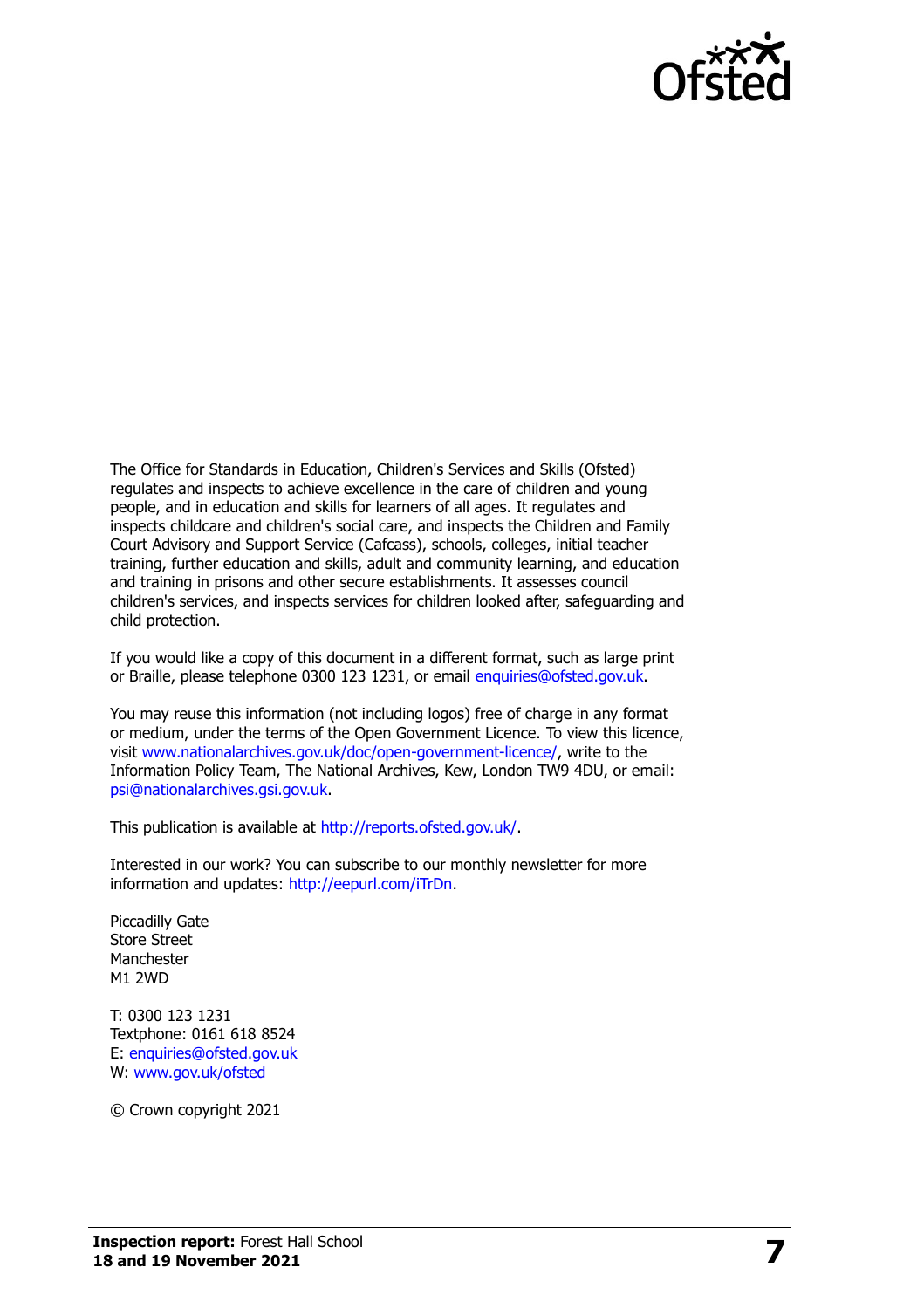The Office for Standards in Education, Children's Services and Skills (Ofsted) regulates and inspects to achieve excellence in the care of children and young people, and in education and skills for learners of all ages. It regulates and inspects childcare and children's social care, and inspects the Children and Family Court Advisory and Support Service (Cafcass), schools, colleges, initial teacher training, further education and skills, adult and community learning, and education and training in prisons and other secure establishments. It assesses council children's services, and inspects services for children looked after, safeguarding and child protection.

If you would like a copy of this document in a different format, such as large print or Braille, please telephone 0300 123 1231, or email enquiries@ofsted.gov.uk.

You may reuse this information (not including logos) free of charge in any format or medium, under the terms of the Open Government Licence. To view this licence, visit www.nationalarchives.gov.uk/doc/open-government-licence/, write to the Information Policy Team, The National Archives, Kew, London TW9 4DU, or email: psi@nationalarchives.gsi.gov.uk.

This publication is available at http://reports.ofsted.gov.uk/.

Interested in our work? You can subscribe to our monthly newsletter for more information and updates: http://eepurl.com/iTrDn.

Piccadilly Gate
Store Street
Manchester
M1 2WD

T: 0300 123 1231
Textphone: 0161 618 8524
E: enquiries@ofsted.gov.uk
W: www.gov.uk/ofsted

© Crown copyright 2021